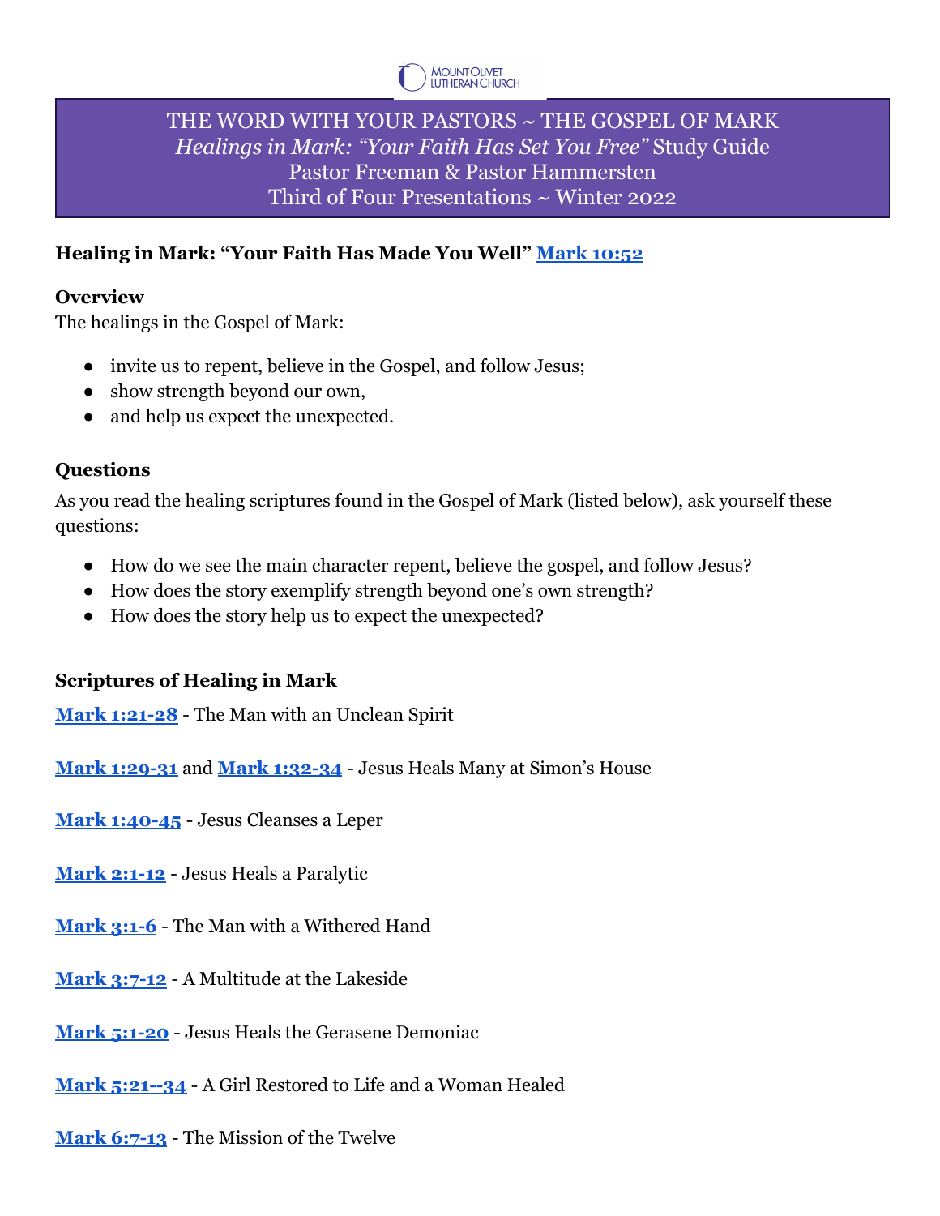MOUNT OLIVET LUTHERAN CHURCH

# THE WORD WITH YOUR PASTORS ~ THE GOSPEL OF MARK
*Healings in Mark: "Your Faith Has Set You Free"* Study Guide
Pastor Freeman & Pastor Hammersten
Third of Four Presentations ~ Winter 2022

**Healing in Mark: "Your Faith Has Made You Well" Mark 10:52**

### Overview

The healings in the Gospel of Mark:

- invite us to repent, believe in the Gospel, and follow Jesus;
- show strength beyond our own,
- and help us expect the unexpected.

### Questions

As you read the healing scriptures found in the Gospel of Mark (listed below), ask yourself these questions:

- How do we see the main character repent, believe the gospel, and follow Jesus?
- How does the story exemplify strength beyond one's own strength?
- How does the story help us to expect the unexpected?

### Scriptures of Healing in Mark

**Mark 1:21-28** - The Man with an Unclean Spirit

**Mark 1:29-31** and **Mark 1:32-34** - Jesus Heals Many at Simon's House

**Mark 1:40-45** - Jesus Cleanses a Leper

**Mark 2:1-12** - Jesus Heals a Paralytic

**Mark 3:1-6** - The Man with a Withered Hand

**Mark 3:7-12** - A Multitude at the Lakeside

**Mark 5:1-20** - Jesus Heals the Gerasene Demoniac

**Mark 5:21--34** - A Girl Restored to Life and a Woman Healed

**Mark 6:7-13** - The Mission of the Twelve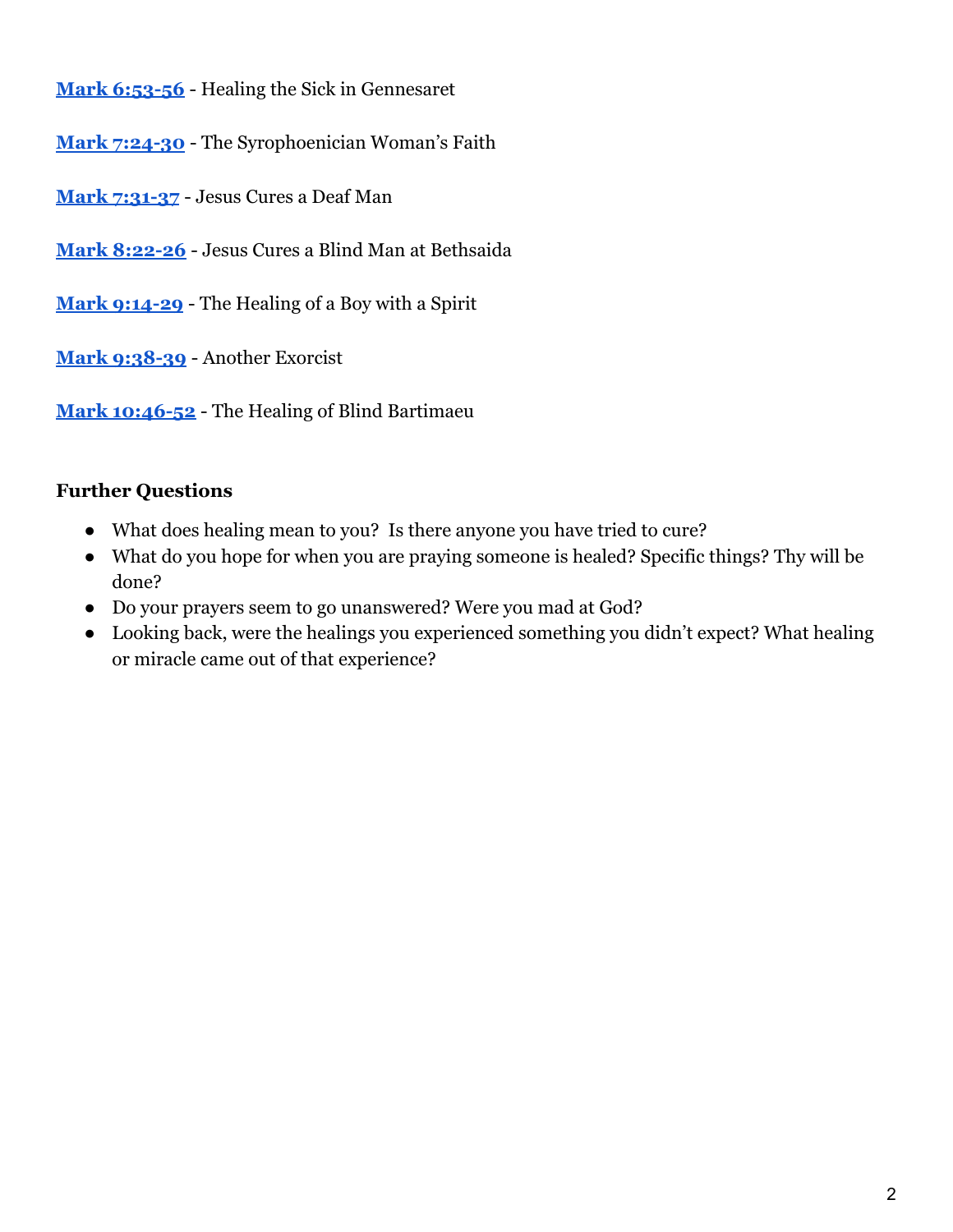**Mark 6:53-56** - Healing the Sick in Gennesaret

**Mark 7:24-30** - The Syrophoenician Woman's Faith

**Mark 7:31-37** - Jesus Cures a Deaf Man

**Mark 8:22-26** - Jesus Cures a Blind Man at Bethsaida

**Mark 9:14-29** - The Healing of a Boy with a Spirit

**Mark 9:38-39** - Another Exorcist

**Mark 10:46-52** - The Healing of Blind Bartimaeu

**Further Questions**

- What does healing mean to you? Is there anyone you have tried to cure?
- What do you hope for when you are praying someone is healed? Specific things? Thy will be done?
- Do your prayers seem to go unanswered? Were you mad at God?
- Looking back, were the healings you experienced something you didn't expect? What healing or miracle came out of that experience?